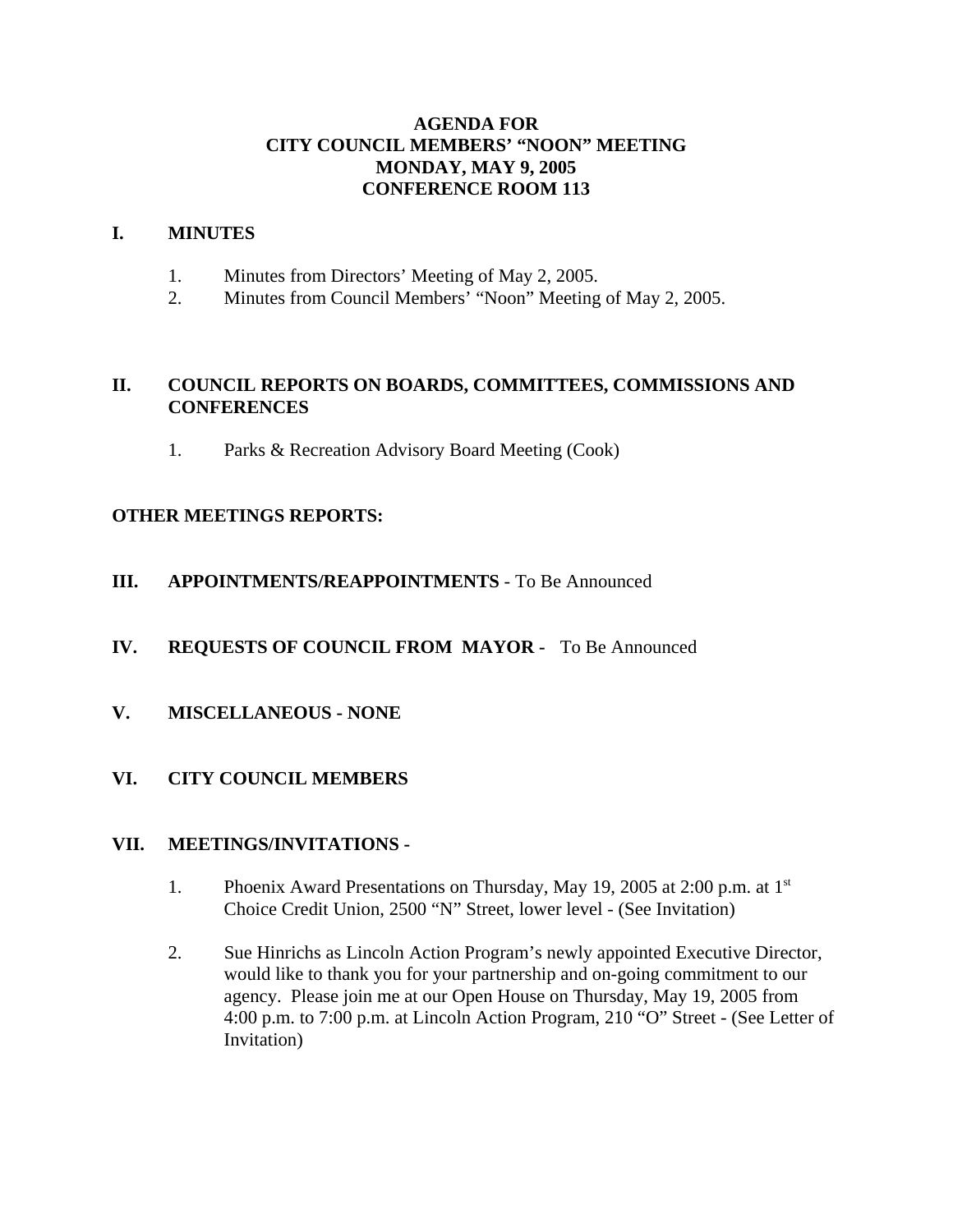# AGENDA FOR
# CITY COUNCIL MEMBERS' "NOON" MEETING
# MONDAY, MAY 9, 2005
# CONFERENCE ROOM 113

## I. MINUTES

1. Minutes from Directors' Meeting of May 2, 2005.
2. Minutes from Council Members' "Noon" Meeting of May 2, 2005.

## II. COUNCIL REPORTS ON BOARDS, COMMITTEES, COMMISSIONS AND CONFERENCES

1. Parks & Recreation Advisory Board Meeting (Cook)

## OTHER MEETINGS REPORTS:

## III. APPOINTMENTS/REAPPOINTMENTS - To Be Announced

## IV. REQUESTS OF COUNCIL FROM MAYOR - To Be Announced

## V. MISCELLANEOUS - NONE

## VI. CITY COUNCIL MEMBERS

## VII. MEETINGS/INVITATIONS -

1. Phoenix Award Presentations on Thursday, May 19, 2005 at 2:00 p.m. at 1st Choice Credit Union, 2500 "N" Street, lower level - (See Invitation)

2. Sue Hinrichs as Lincoln Action Program's newly appointed Executive Director, would like to thank you for your partnership and on-going commitment to our agency. Please join me at our Open House on Thursday, May 19, 2005 from 4:00 p.m. to 7:00 p.m. at Lincoln Action Program, 210 "O" Street - (See Letter of Invitation)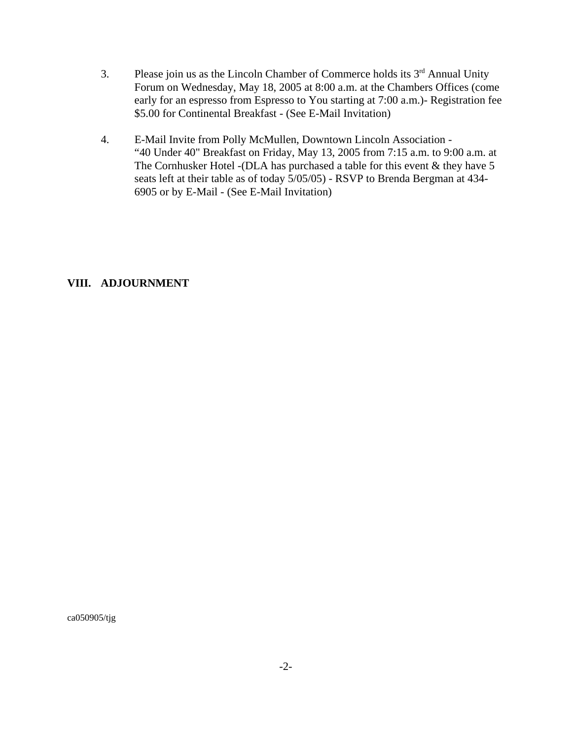3. Please join us as the Lincoln Chamber of Commerce holds its 3rd Annual Unity Forum on Wednesday, May 18, 2005 at 8:00 a.m. at the Chambers Offices (come early for an espresso from Espresso to You starting at 7:00 a.m.)- Registration fee $5.00 for Continental Breakfast - (See E-Mail Invitation)

4. E-Mail Invite from Polly McMullen, Downtown Lincoln Association - "40 Under 40" Breakfast on Friday, May 13, 2005 from 7:15 a.m. to 9:00 a.m. at The Cornhusker Hotel -(DLA has purchased a table for this event & they have 5 seats left at their table as of today 5/05/05) - RSVP to Brenda Bergman at 434-6905 or by E-Mail - (See E-Mail Invitation)

## VIII. ADJOURNMENT

ca050905/tjg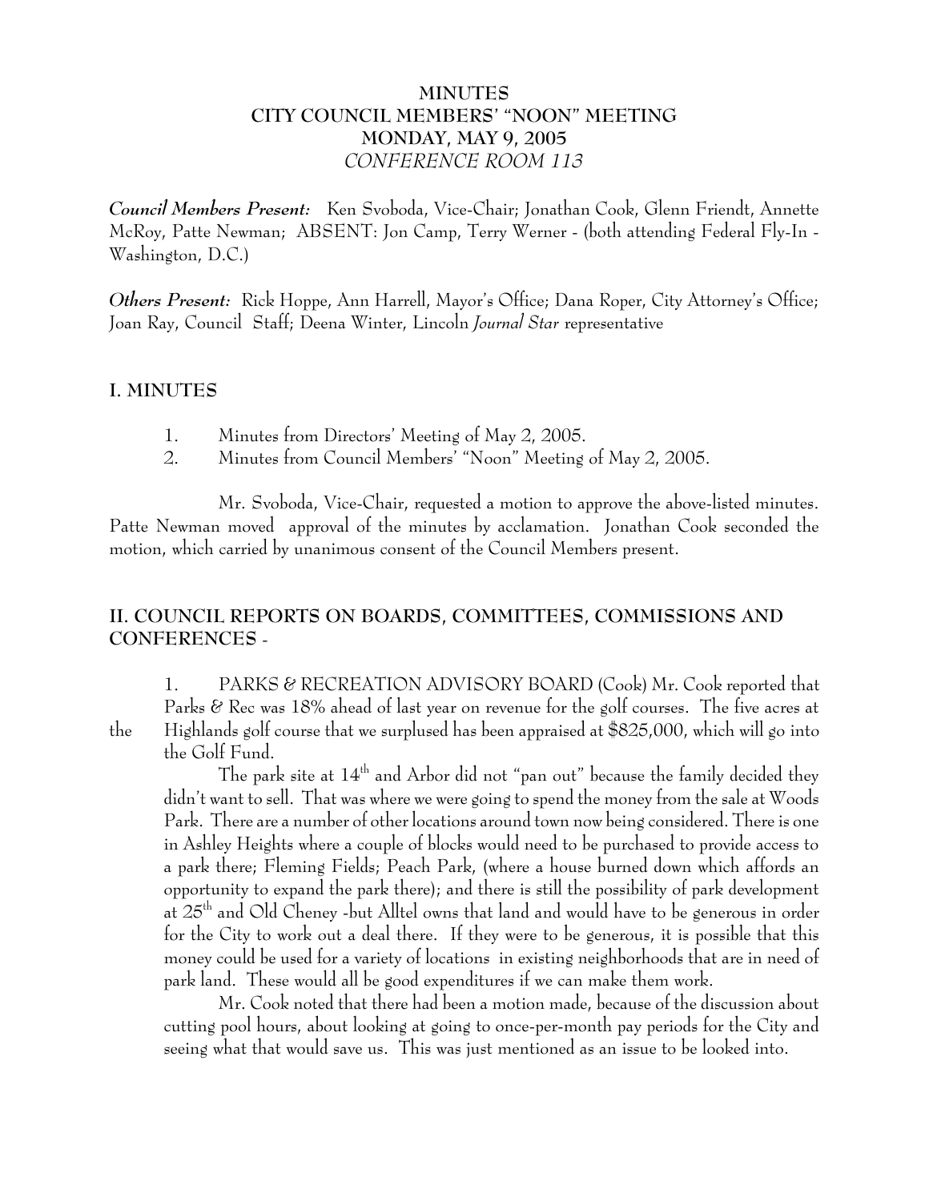**MINUTES**
**CITY COUNCIL MEMBERS' "NOON" MEETING**
**MONDAY, MAY 9, 2005**
*CONFERENCE ROOM 113*

***Council Members Present:*** Ken Svoboda, Vice-Chair; Jonathan Cook, Glenn Friendt, Annette McRoy, Patte Newman; ABSENT: Jon Camp, Terry Werner - (both attending Federal Fly-In - Washington, D.C.)

***Others Present:*** Rick Hoppe, Ann Harrell, Mayor's Office; Dana Roper, City Attorney's Office; Joan Ray, Council Staff; Deena Winter, Lincoln *Journal Star* representative

## I. MINUTES

1. Minutes from Directors' Meeting of May 2, 2005.
2. Minutes from Council Members' "Noon" Meeting of May 2, 2005.

Mr. Svoboda, Vice-Chair, requested a motion to approve the above-listed minutes. Patte Newman moved approval of the minutes by acclamation. Jonathan Cook seconded the motion, which carried by unanimous consent of the Council Members present.

## II. COUNCIL REPORTS ON BOARDS, COMMITTEES, COMMISSIONS AND CONFERENCES -

1. PARKS & RECREATION ADVISORY BOARD (Cook) Mr. Cook reported that Parks & Rec was 18% ahead of last year on revenue for the golf courses. The five acres at the Highlands golf course that we surplused has been appraised at $825,000, which will go into the Golf Fund.

The park site at 14th and Arbor did not "pan out" because the family decided they didn't want to sell. That was where we were going to spend the money from the sale at Woods Park. There are a number of other locations around town now being considered. There is one in Ashley Heights where a couple of blocks would need to be purchased to provide access to a park there; Fleming Fields; Peach Park, (where a house burned down which affords an opportunity to expand the park there); and there is still the possibility of park development at 25th and Old Cheney -but Alltel owns that land and would have to be generous in order for the City to work out a deal there. If they were to be generous, it is possible that this money could be used for a variety of locations in existing neighborhoods that are in need of park land. These would all be good expenditures if we can make them work.

Mr. Cook noted that there had been a motion made, because of the discussion about cutting pool hours, about looking at going to once-per-month pay periods for the City and seeing what that would save us. This was just mentioned as an issue to be looked into.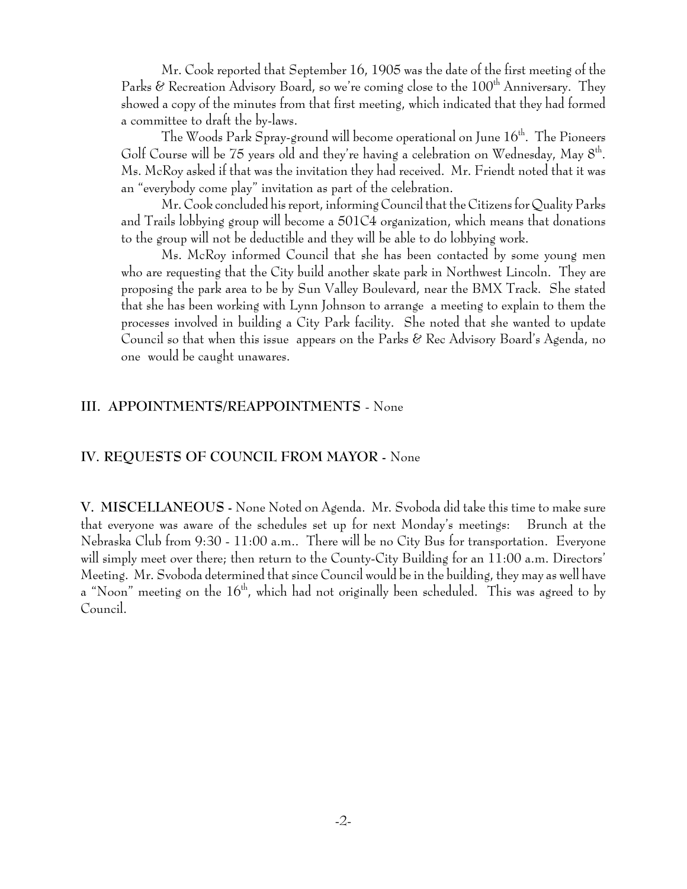Mr. Cook reported that September 16, 1905 was the date of the first meeting of the Parks & Recreation Advisory Board, so we're coming close to the 100th Anniversary. They showed a copy of the minutes from that first meeting, which indicated that they had formed a committee to draft the by-laws.

The Woods Park Spray-ground will become operational on June 16th. The Pioneers Golf Course will be 75 years old and they're having a celebration on Wednesday, May 8th. Ms. McRoy asked if that was the invitation they had received. Mr. Friendt noted that it was an "everybody come play" invitation as part of the celebration.

Mr. Cook concluded his report, informing Council that the Citizens for Quality Parks and Trails lobbying group will become a 501C4 organization, which means that donations to the group will not be deductible and they will be able to do lobbying work.

Ms. McRoy informed Council that she has been contacted by some young men who are requesting that the City build another skate park in Northwest Lincoln. They are proposing the park area to be by Sun Valley Boulevard, near the BMX Track. She stated that she has been working with Lynn Johnson to arrange a meeting to explain to them the processes involved in building a City Park facility. She noted that she wanted to update Council so that when this issue appears on the Parks & Rec Advisory Board's Agenda, no one would be caught unawares.

## III. APPOINTMENTS/REAPPOINTMENTS - None

## IV. REQUESTS OF COUNCIL FROM MAYOR - None

**V. MISCELLANEOUS -** None Noted on Agenda. Mr. Svoboda did take this time to make sure that everyone was aware of the schedules set up for next Monday's meetings: Brunch at the Nebraska Club from 9:30 - 11:00 a.m.. There will be no City Bus for transportation. Everyone will simply meet over there; then return to the County-City Building for an 11:00 a.m. Directors' Meeting. Mr. Svoboda determined that since Council would be in the building, they may as well have a "Noon" meeting on the 16th, which had not originally been scheduled. This was agreed to by Council.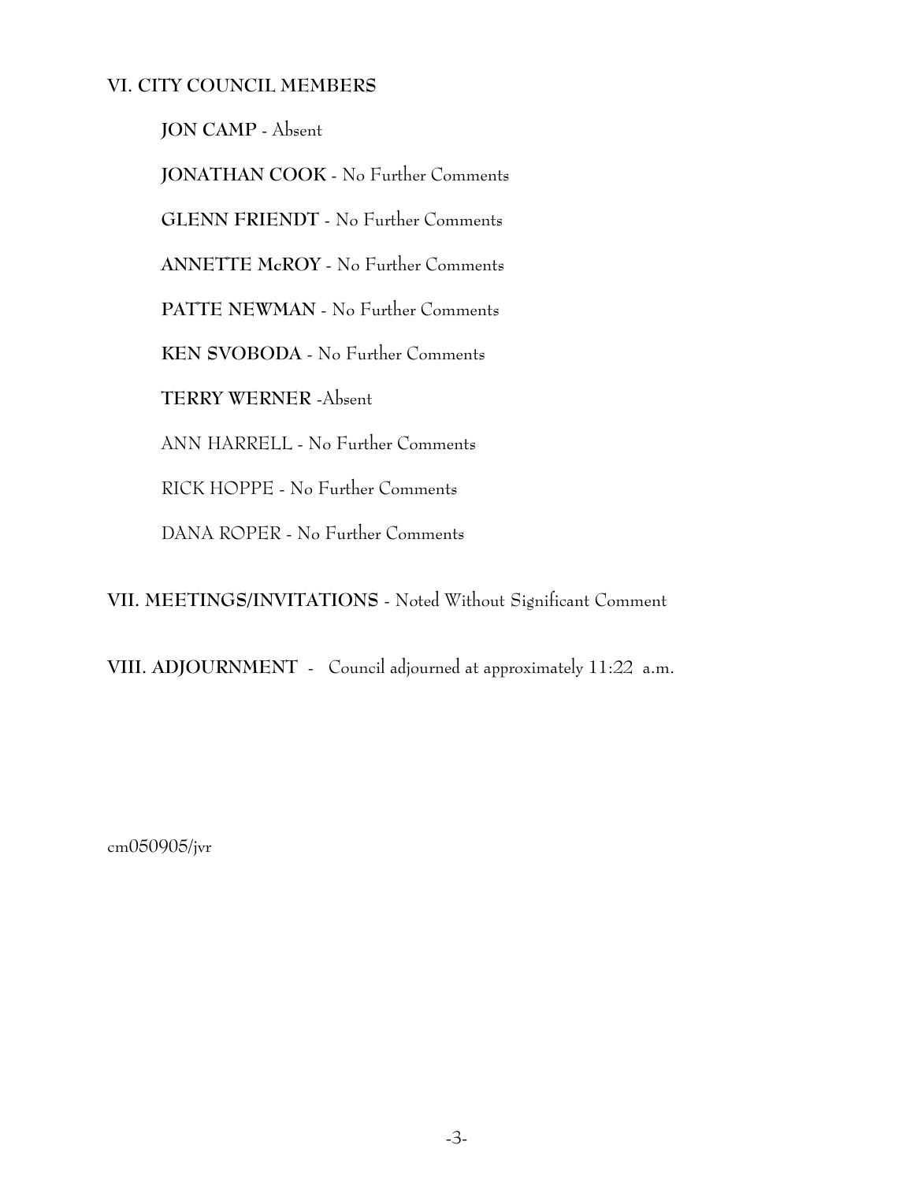## VI. CITY COUNCIL MEMBERS

**JON CAMP** - Absent

**JONATHAN COOK** - No Further Comments

**GLENN FRIENDT** - No Further Comments

**ANNETTE McROY** - No Further Comments

**PATTE NEWMAN** - No Further Comments

**KEN SVOBODA** - No Further Comments

**TERRY WERNER** -Absent

ANN HARRELL - No Further Comments

RICK HOPPE - No Further Comments

DANA ROPER - No Further Comments

## VII. MEETINGS/INVITATIONS - Noted Without Significant Comment

## VIII. ADJOURNMENT - Council adjourned at approximately 11:22 a.m.

cm050905/jvr